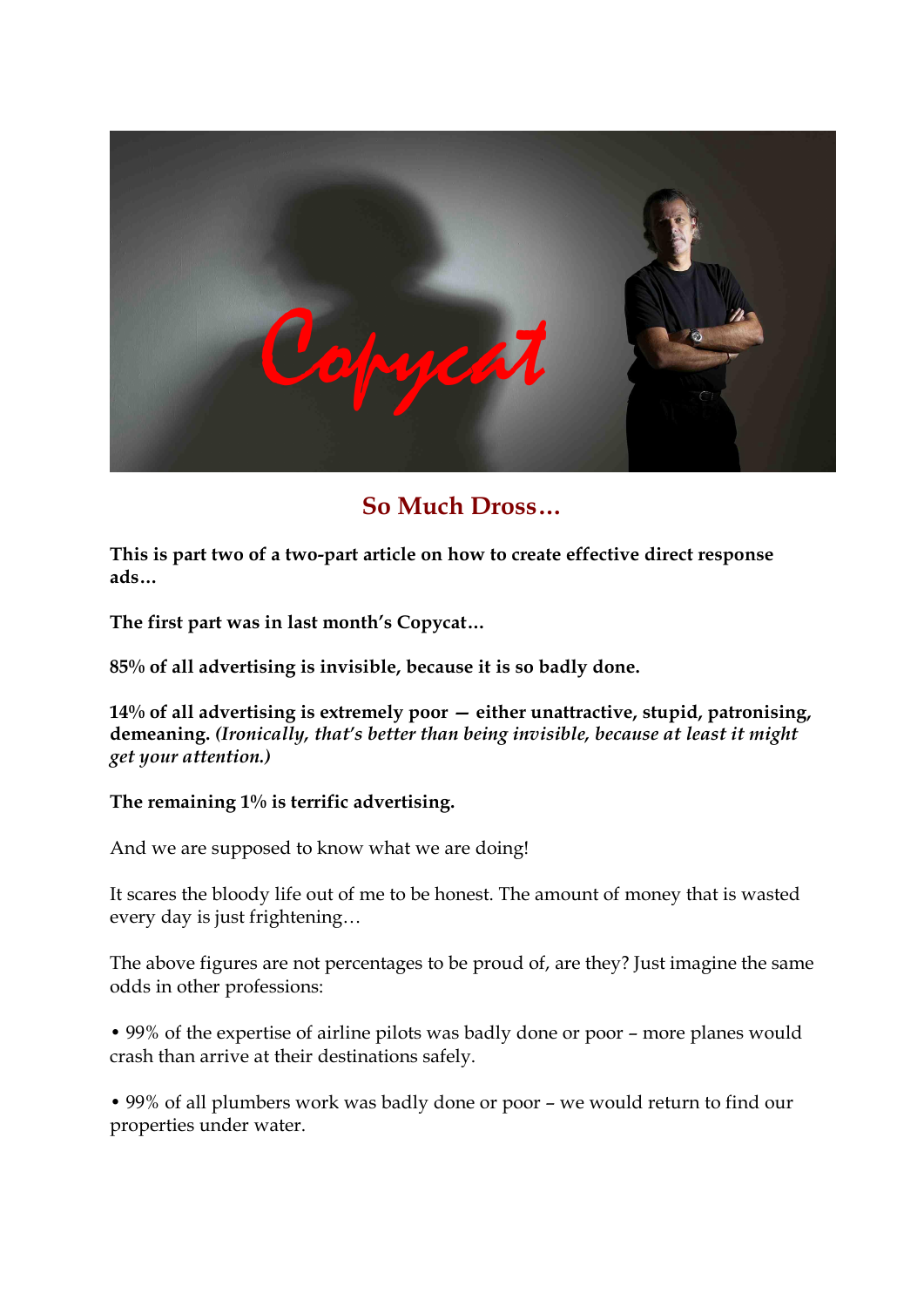Copycat

## So Much Dross…

**This is part two of a two-part article on how to create effective direct response ads…**

**The first part was in last month's Copycat…**

**85% of all advertising is invisible, because it is so badly done.**

**14% of all advertising is extremely poor — either unattractive, stupid, patronising, demeaning.** ***(Ironically, that's better than being invisible, because at least it might get your attention.)***

**The remaining 1% is terrific advertising.**

And we are supposed to know what we are doing!

It scares the bloody life out of me to be honest. The amount of money that is wasted every day is just frightening…

The above figures are not percentages to be proud of, are they? Just imagine the same odds in other professions:

• 99% of the expertise of airline pilots was badly done or poor – more planes would crash than arrive at their destinations safely.

• 99% of all plumbers work was badly done or poor – we would return to find our properties under water.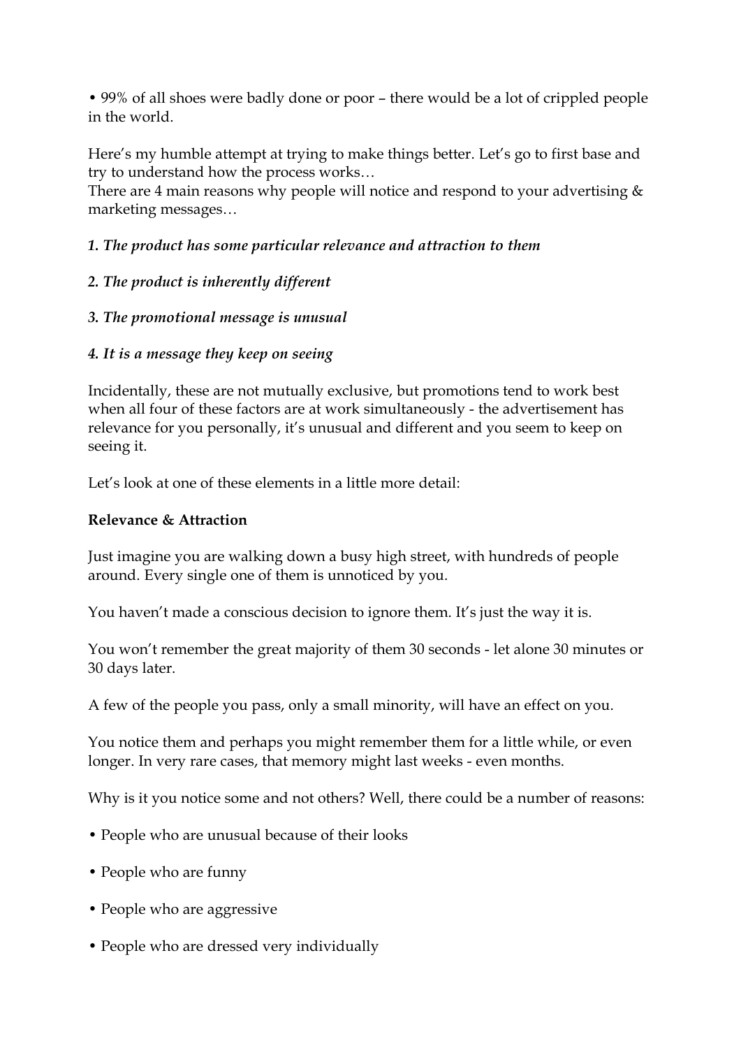- 99% of all shoes were badly done or poor – there would be a lot of crippled people in the world.

Here's my humble attempt at trying to make things better. Let's go to first base and try to understand how the process works…
There are 4 main reasons why people will notice and respond to your advertising & marketing messages…

*1. The product has some particular relevance and attraction to them*

*2. The product is inherently different*

*3. The promotional message is unusual*

*4. It is a message they keep on seeing*

Incidentally, these are not mutually exclusive, but promotions tend to work best when all four of these factors are at work simultaneously - the advertisement has relevance for you personally, it's unusual and different and you seem to keep on seeing it.

Let's look at one of these elements in a little more detail:

**Relevance & Attraction**

Just imagine you are walking down a busy high street, with hundreds of people around. Every single one of them is unnoticed by you.

You haven't made a conscious decision to ignore them. It's just the way it is.

You won't remember the great majority of them 30 seconds - let alone 30 minutes or 30 days later.

A few of the people you pass, only a small minority, will have an effect on you.

You notice them and perhaps you might remember them for a little while, or even longer. In very rare cases, that memory might last weeks - even months.

Why is it you notice some and not others? Well, there could be a number of reasons:

- People who are unusual because of their looks
- People who are funny
- People who are aggressive
- People who are dressed very individually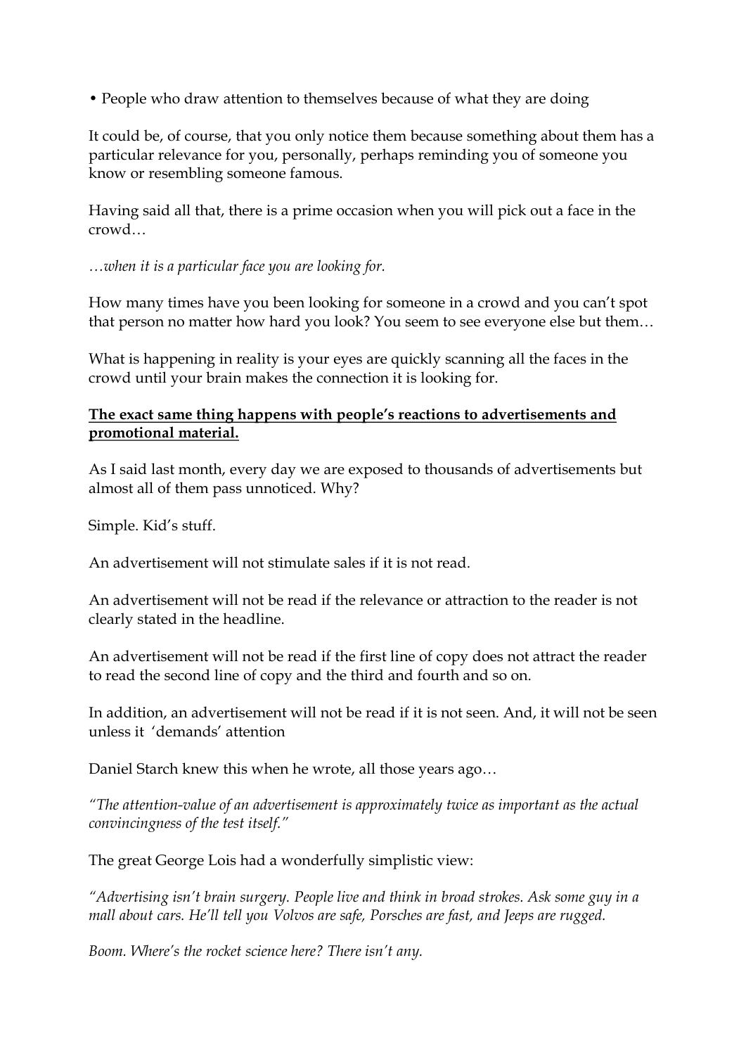- People who draw attention to themselves because of what they are doing

It could be, of course, that you only notice them because something about them has a particular relevance for you, personally, perhaps reminding you of someone you know or resembling someone famous.

Having said all that, there is a prime occasion when you will pick out a face in the crowd…

*…when it is a particular face you are looking for.*

How many times have you been looking for someone in a crowd and you can't spot that person no matter how hard you look? You seem to see everyone else but them…

What is happening in reality is your eyes are quickly scanning all the faces in the crowd until your brain makes the connection it is looking for.

<u>**The exact same thing happens with people's reactions to advertisements and promotional material.**</u>

As I said last month, every day we are exposed to thousands of advertisements but almost all of them pass unnoticed. Why?

Simple. Kid's stuff.

An advertisement will not stimulate sales if it is not read.

An advertisement will not be read if the relevance or attraction to the reader is not clearly stated in the headline.

An advertisement will not be read if the first line of copy does not attract the reader to read the second line of copy and the third and fourth and so on.

In addition, an advertisement will not be read if it is not seen. And, it will not be seen unless it 'demands' attention

Daniel Starch knew this when he wrote, all those years ago…

*"The attention-value of an advertisement is approximately twice as important as the actual convincingness of the test itself."*

The great George Lois had a wonderfully simplistic view:

*"Advertising isn't brain surgery. People live and think in broad strokes. Ask some guy in a mall about cars. He'll tell you Volvos are safe, Porsches are fast, and Jeeps are rugged.*

*Boom. Where's the rocket science here? There isn't any.*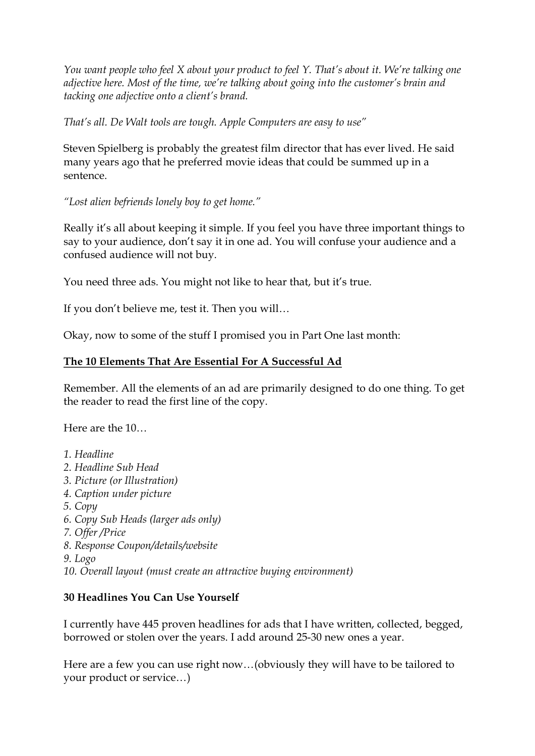*You want people who feel X about your product to feel Y. That's about it. We're talking one adjective here. Most of the time, we're talking about going into the customer's brain and tacking one adjective onto a client's brand.*

*That's all. De Walt tools are tough. Apple Computers are easy to use"*

Steven Spielberg is probably the greatest film director that has ever lived. He said many years ago that he preferred movie ideas that could be summed up in a sentence.

*"Lost alien befriends lonely boy to get home."*

Really it's all about keeping it simple. If you feel you have three important things to say to your audience, don't say it in one ad. You will confuse your audience and a confused audience will not buy.

You need three ads. You might not like to hear that, but it's true.

If you don't believe me, test it. Then you will…

Okay, now to some of the stuff I promised you in Part One last month:

## The 10 Elements That Are Essential For A Successful Ad

Remember. All the elements of an ad are primarily designed to do one thing. To get the reader to read the first line of the copy.

Here are the 10…

*1. Headline*
*2. Headline Sub Head*
*3. Picture (or Illustration)*
*4. Caption under picture*
*5. Copy*
*6. Copy Sub Heads (larger ads only)*
*7. Offer /Price*
*8. Response Coupon/details/website*
*9. Logo*
*10. Overall layout (must create an attractive buying environment)*

## 30 Headlines You Can Use Yourself

I currently have 445 proven headlines for ads that I have written, collected, begged, borrowed or stolen over the years. I add around 25-30 new ones a year.

Here are a few you can use right now…(obviously they will have to be tailored to your product or service…)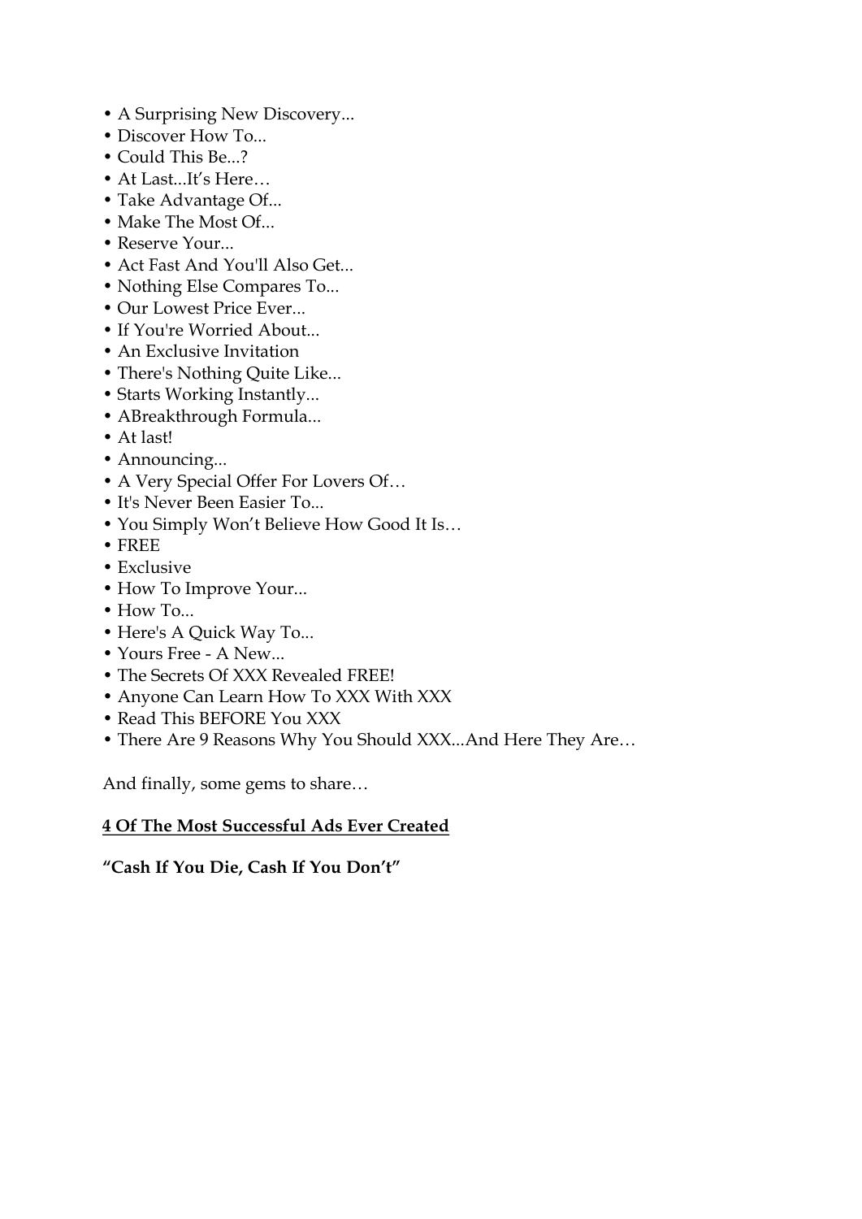- A Surprising New Discovery...
- Discover How To...
- Could This Be...?
- At Last...It's Here…
- Take Advantage Of...
- Make The Most Of...
- Reserve Your...
- Act Fast And You'll Also Get...
- Nothing Else Compares To...
- Our Lowest Price Ever...
- If You're Worried About...
- An Exclusive Invitation
- There's Nothing Quite Like...
- Starts Working Instantly...
- ABreakthrough Formula...
- At last!
- Announcing...
- A Very Special Offer For Lovers Of…
- It's Never Been Easier To...
- You Simply Won't Believe How Good It Is…
- FREE
- Exclusive
- How To Improve Your...
- How To...
- Here's A Quick Way To...
- Yours Free - A New...
- The Secrets Of XXX Revealed FREE!
- Anyone Can Learn How To XXX With XXX
- Read This BEFORE You XXX
- There Are 9 Reasons Why You Should XXX...And Here They Are…

And finally, some gems to share…

**<u>4 Of The Most Successful Ads Ever Created</u>**

**"Cash If You Die, Cash If You Don't"**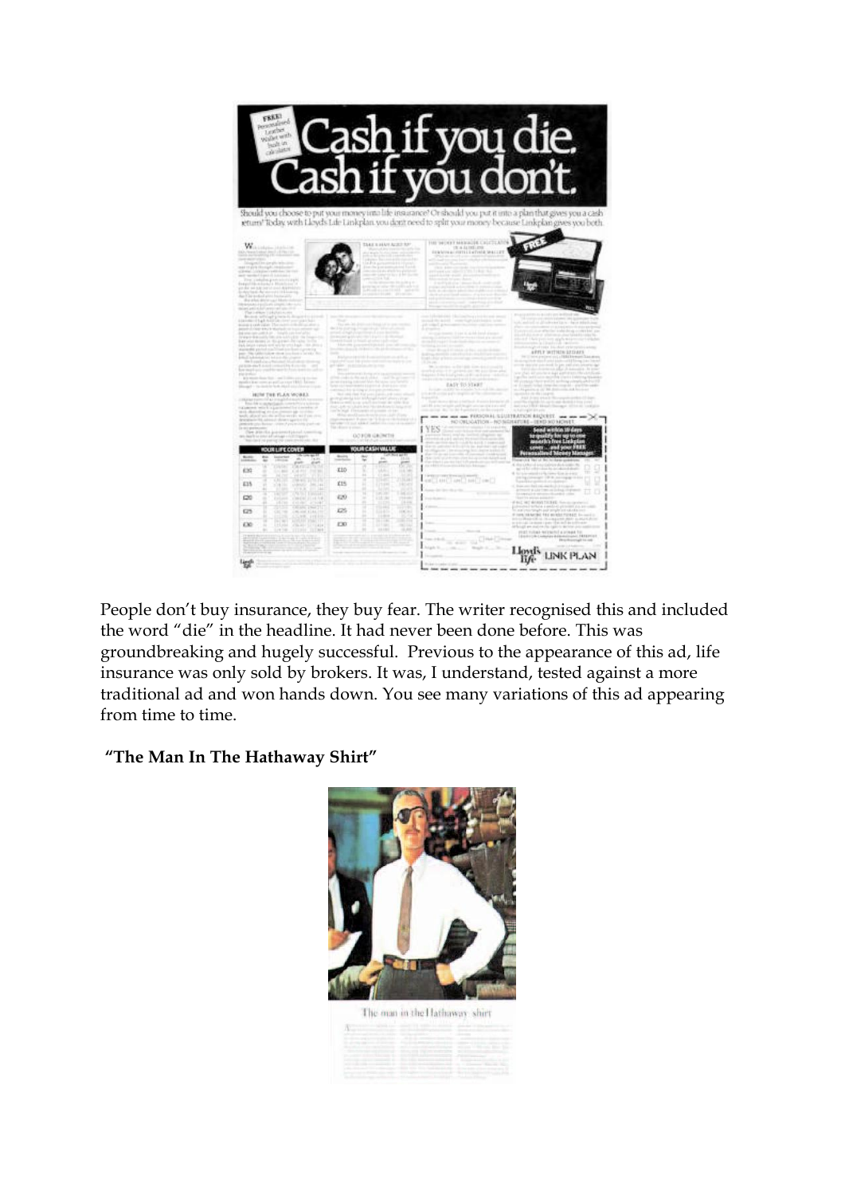People don't buy insurance, they buy fear. The writer recognised this and included the word "die" in the headline. It had never been done before. This was groundbreaking and hugely successful.  Previous to the appearance of this ad, life insurance was only sold by brokers. It was, I understand, tested against a more traditional ad and won hands down. You see many variations of this ad appearing from time to time.

**"The Man In The Hathaway Shirt"**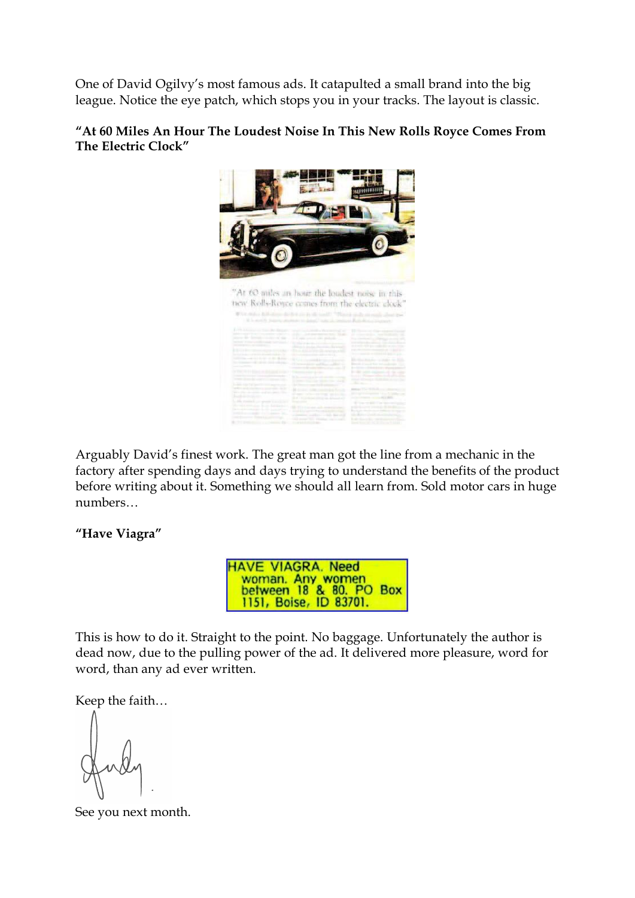One of David Ogilvy's most famous ads. It catapulted a small brand into the big league. Notice the eye patch, which stops you in your tracks. The layout is classic.

**"At 60 Miles An Hour The Loudest Noise In This New Rolls Royce Comes From The Electric Clock"**

Arguably David's finest work. The great man got the line from a mechanic in the factory after spending days and days trying to understand the benefits of the product before writing about it. Something we should all learn from. Sold motor cars in huge numbers…

**"Have Viagra"**

This is how to do it. Straight to the point. No baggage. Unfortunately the author is dead now, due to the pulling power of the ad. It delivered more pleasure, word for word, than any ad ever written.

Keep the faith…

See you next month.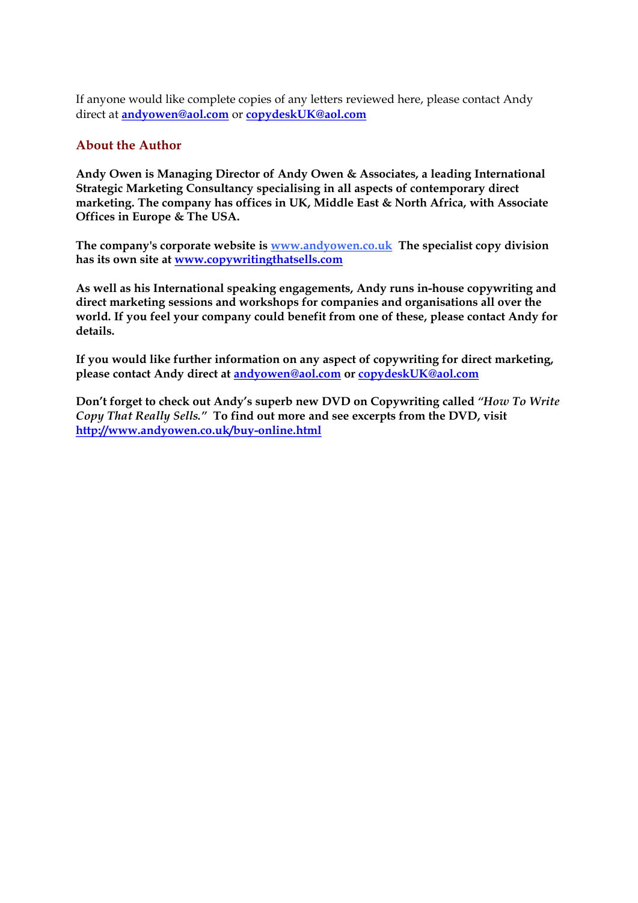If anyone would like complete copies of any letters reviewed here, please contact Andy direct at **andyowen@aol.com** or **copydeskUK@aol.com**

## About the Author

**Andy Owen is Managing Director of Andy Owen & Associates, a leading International Strategic Marketing Consultancy specialising in all aspects of contemporary direct marketing. The company has offices in UK, Middle East & North Africa, with Associate Offices in Europe & The USA.**

**The company's corporate website is www.andyowen.co.uk The specialist copy division has its own site at www.copywritingthatsells.com**

**As well as his International speaking engagements, Andy runs in-house copywriting and direct marketing sessions and workshops for companies and organisations all over the world. If you feel your company could benefit from one of these, please contact Andy for details.**

**If you would like further information on any aspect of copywriting for direct marketing, please contact Andy direct at andyowen@aol.com or copydeskUK@aol.com**

**Don't forget to check out Andy's superb new DVD on Copywriting called *"How To Write Copy That Really Sells."* To find out more and see excerpts from the DVD, visit http://www.andyowen.co.uk/buy-online.html**